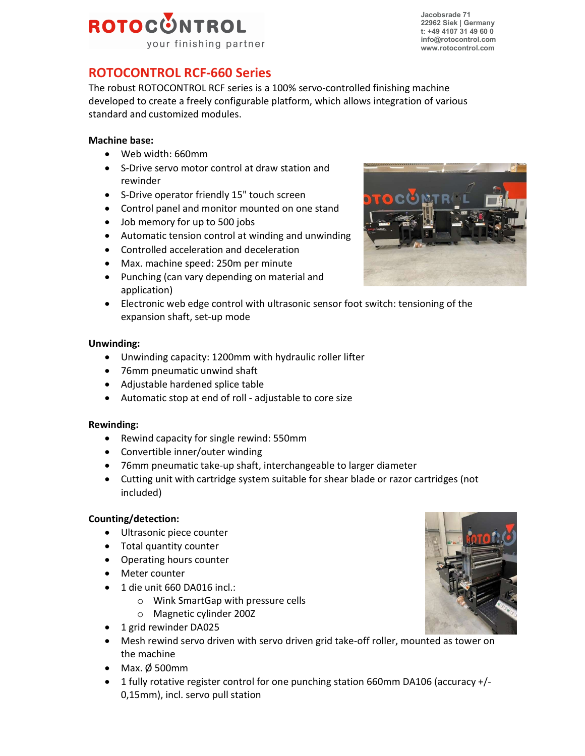ROTOCONTROL
your finishing partner

Jacobsrade 71
22962 Siek | Germany
t: +49 4107 31 49 60 0
info@rotocontrol.com
www.rotocontrol.com

## ROTOCONTROL RCF-660 Series

The robust ROTOCONTROL RCF series is a 100% servo-controlled finishing machine developed to create a freely configurable platform, which allows integration of various standard and customized modules.

**Machine base:**

- Web width: 660mm
- S-Drive servo motor control at draw station and rewinder
- S-Drive operator friendly 15" touch screen
- Control panel and monitor mounted on one stand
- Job memory for up to 500 jobs
- Automatic tension control at winding and unwinding
- Controlled acceleration and deceleration
- Max. machine speed: 250m per minute
- Punching (can vary depending on material and application)
- Electronic web edge control with ultrasonic sensor foot switch: tensioning of the expansion shaft, set-up mode

**Unwinding:**

- Unwinding capacity: 1200mm with hydraulic roller lifter
- 76mm pneumatic unwind shaft
- Adjustable hardened splice table
- Automatic stop at end of roll - adjustable to core size

**Rewinding:**

- Rewind capacity for single rewind: 550mm
- Convertible inner/outer winding
- 76mm pneumatic take-up shaft, interchangeable to larger diameter
- Cutting unit with cartridge system suitable for shear blade or razor cartridges (not included)

**Counting/detection:**

- Ultrasonic piece counter
- Total quantity counter
- Operating hours counter
- Meter counter
- 1 die unit 660 DA016 incl.:
    - Wink SmartGap with pressure cells
    - Magnetic cylinder 200Z
- 1 grid rewinder DA025
- Mesh rewind servo driven with servo driven grid take-off roller, mounted as tower on the machine
- Max. Ø 500mm
- 1 fully rotative register control for one punching station 660mm DA106 (accuracy +/- 0,15mm), incl. servo pull station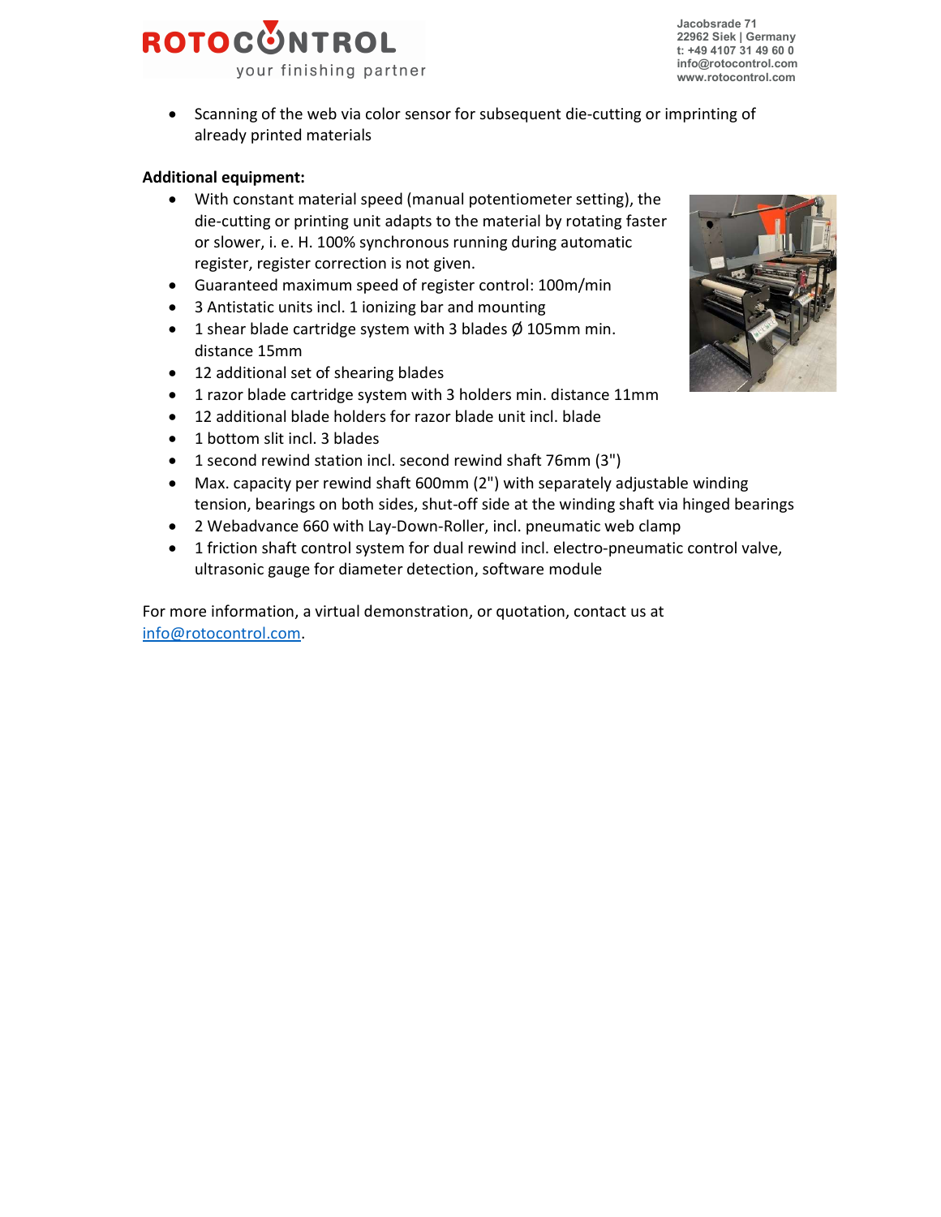- Scanning of the web via color sensor for subsequent die-cutting or imprinting of already printed materials

**Additional equipment:**

- With constant material speed (manual potentiometer setting), the die-cutting or printing unit adapts to the material by rotating faster or slower, i. e. H. 100% synchronous running during automatic register, register correction is not given.
- Guaranteed maximum speed of register control: 100m/min
- 3 Antistatic units incl. 1 ionizing bar and mounting
- 1 shear blade cartridge system with 3 blades Ø 105mm min. distance 15mm
- 12 additional set of shearing blades
- 1 razor blade cartridge system with 3 holders min. distance 11mm
- 12 additional blade holders for razor blade unit incl. blade
- 1 bottom slit incl. 3 blades
- 1 second rewind station incl. second rewind shaft 76mm (3")
- Max. capacity per rewind shaft 600mm (2") with separately adjustable winding tension, bearings on both sides, shut-off side at the winding shaft via hinged bearings
- 2 Webadvance 660 with Lay-Down-Roller, incl. pneumatic web clamp
- 1 friction shaft control system for dual rewind incl. electro-pneumatic control valve, ultrasonic gauge for diameter detection, software module

For more information, a virtual demonstration, or quotation, contact us at info@rotocontrol.com.